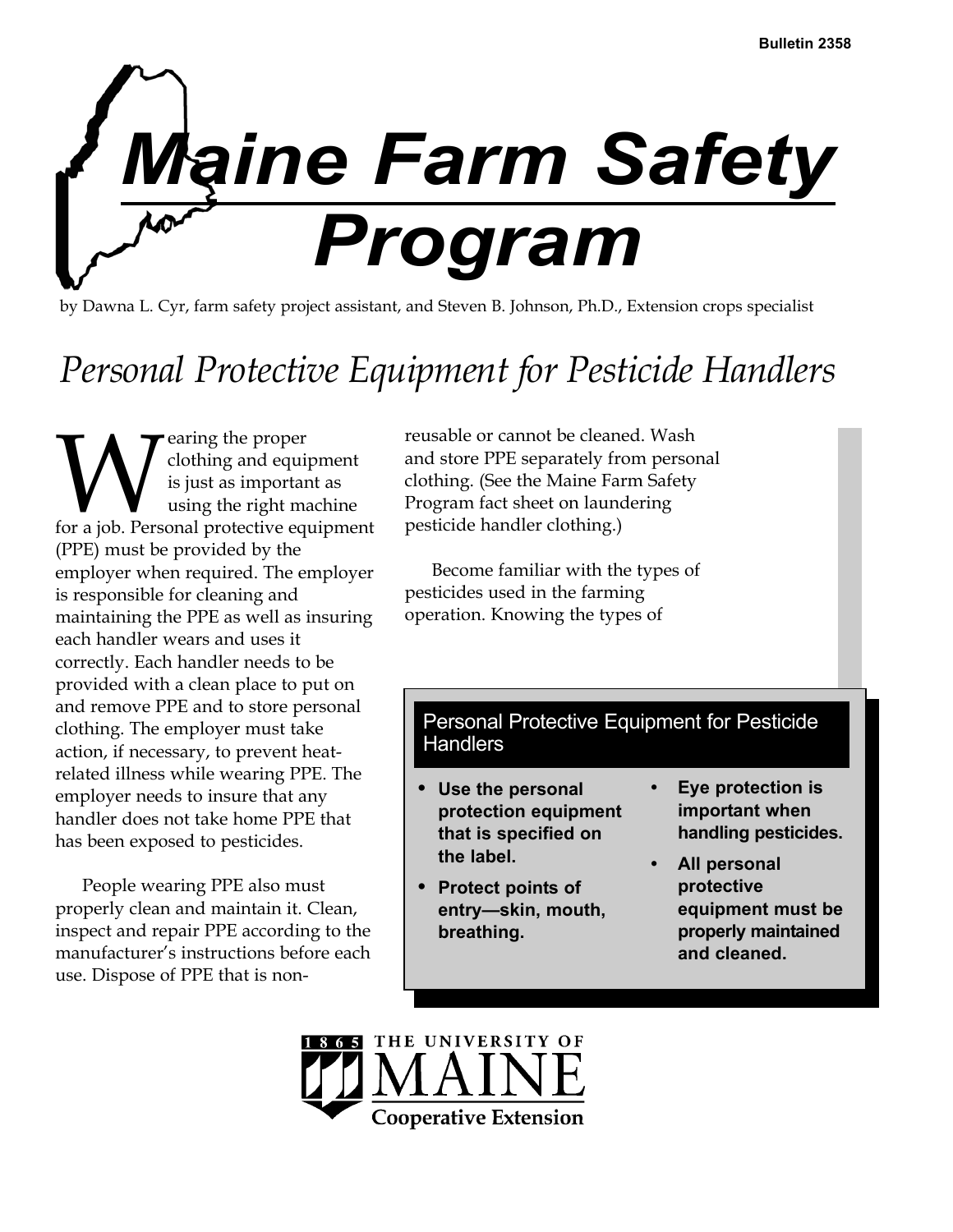Bulletin 2358

# Maine Farm Safety Program

by Dawna L. Cyr, farm safety project assistant, and Steven B. Johnson, Ph.D., Extension crops specialist

## *Personal Protective Equipment for Pesticide Handlers*

Wearing the proper clothing and equipment is just as important as using the right machine for a job. Personal protective equipment (PPE) must be provided by the employer when required. The employer is responsible for cleaning and maintaining the PPE as well as insuring each handler wears and uses it correctly. Each handler needs to be provided with a clean place to put on and remove PPE and to store personal clothing. The employer must take action, if necessary, to prevent heat-related illness while wearing PPE. The employer needs to insure that any handler does not take home PPE that has been exposed to pesticides.

People wearing PPE also must properly clean and maintain it. Clean, inspect and repair PPE according to the manufacturer's instructions before each use. Dispose of PPE that is non-reusable or cannot be cleaned. Wash and store PPE separately from personal clothing. (See the Maine Farm Safety Program fact sheet on laundering pesticide handler clothing.)

Become familiar with the types of pesticides used in the farming operation. Knowing the types of

### Personal Protective Equipment for Pesticide Handlers

- **Use the personal protection equipment that is specified on the label.**
- **Protect points of entry—skin, mouth, breathing.**
- **Eye protection is important when handling pesticides.**
- **All personal protective equipment must be properly maintained and cleaned.**

1865 THE UNIVERSITY OF MAINE Cooperative Extension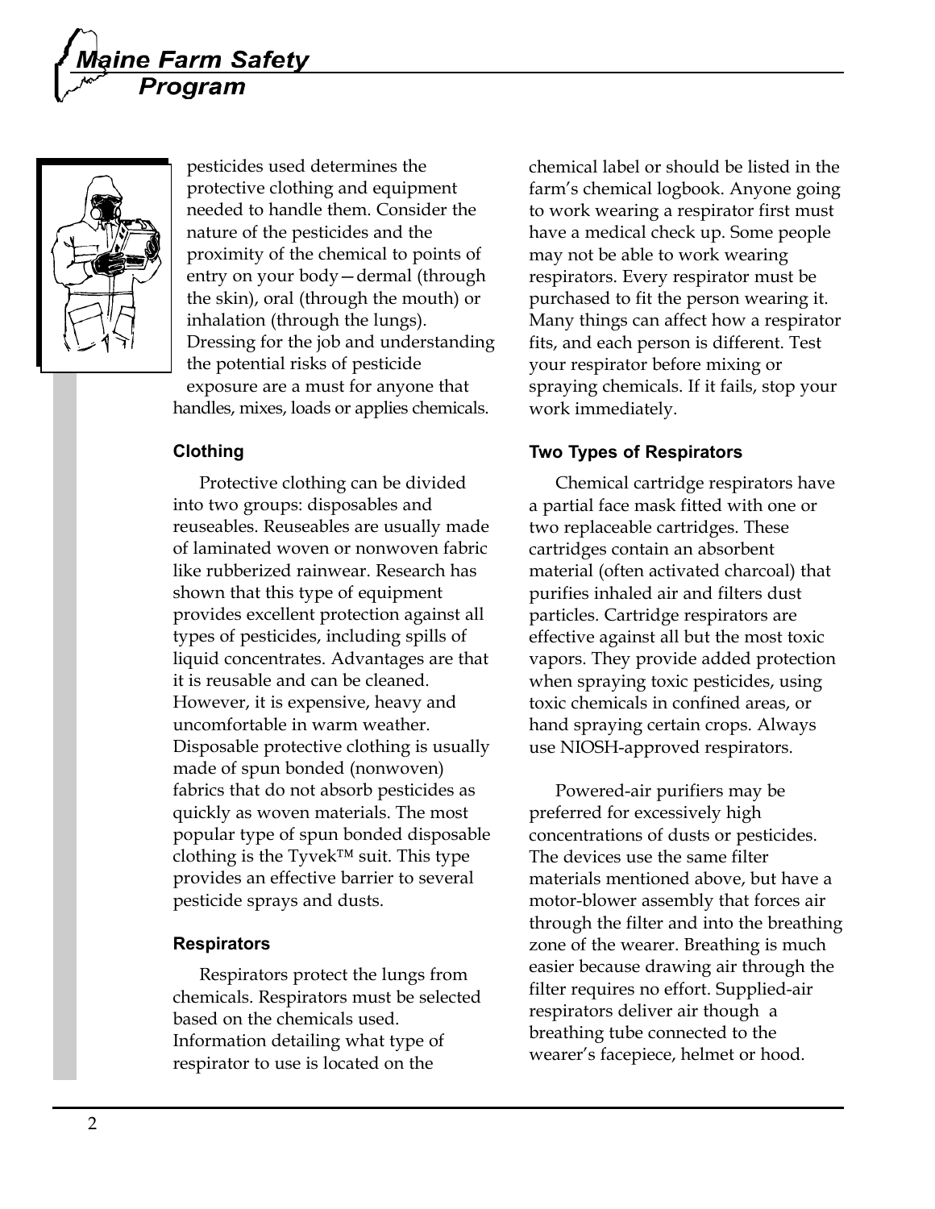pesticides used determines the protective clothing and equipment needed to handle them. Consider the nature of the pesticides and the proximity of the chemical to points of entry on your body—dermal (through the skin), oral (through the mouth) or inhalation (through the lungs). Dressing for the job and understanding the potential risks of pesticide exposure are a must for anyone that handles, mixes, loads or applies chemicals.

#### Clothing

Protective clothing can be divided into two groups: disposables and reuseables. Reuseables are usually made of laminated woven or nonwoven fabric like rubberized rainwear. Research has shown that this type of equipment provides excellent protection against all types of pesticides, including spills of liquid concentrates. Advantages are that it is reusable and can be cleaned. However, it is expensive, heavy and uncomfortable in warm weather. Disposable protective clothing is usually made of spun bonded (nonwoven) fabrics that do not absorb pesticides as quickly as woven materials. The most popular type of spun bonded disposable clothing is the Tyvek™ suit. This type provides an effective barrier to several pesticide sprays and dusts.

#### Respirators

Respirators protect the lungs from chemicals. Respirators must be selected based on the chemicals used. Information detailing what type of respirator to use is located on the chemical label or should be listed in the farm's chemical logbook. Anyone going to work wearing a respirator first must have a medical check up. Some people may not be able to work wearing respirators. Every respirator must be purchased to fit the person wearing it. Many things can affect how a respirator fits, and each person is different. Test your respirator before mixing or spraying chemicals. If it fails, stop your work immediately.

#### Two Types of Respirators

Chemical cartridge respirators have a partial face mask fitted with one or two replaceable cartridges. These cartridges contain an absorbent material (often activated charcoal) that purifies inhaled air and filters dust particles. Cartridge respirators are effective against all but the most toxic vapors. They provide added protection when spraying toxic pesticides, using toxic chemicals in confined areas, or hand spraying certain crops. Always use NIOSH-approved respirators.

Powered-air purifiers may be preferred for excessively high concentrations of dusts or pesticides. The devices use the same filter materials mentioned above, but have a motor-blower assembly that forces air through the filter and into the breathing zone of the wearer. Breathing is much easier because drawing air through the filter requires no effort. Supplied-air respirators deliver air though a breathing tube connected to the wearer's facepiece, helmet or hood.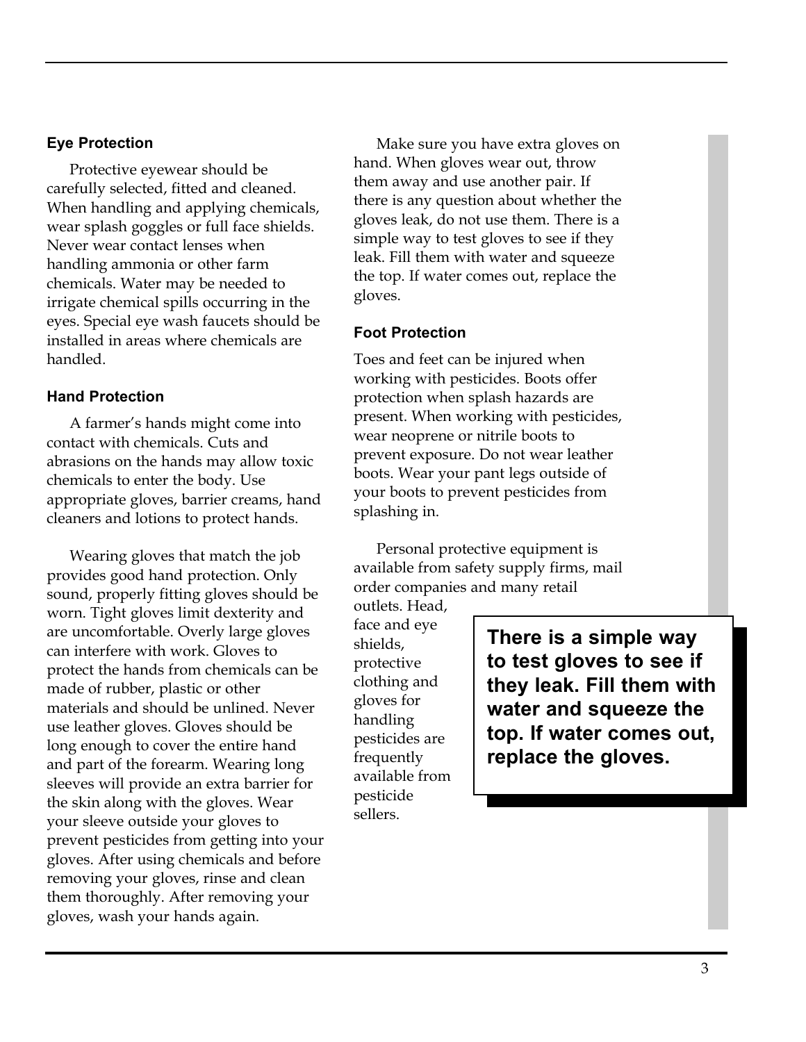### Eye Protection

Protective eyewear should be carefully selected, fitted and cleaned. When handling and applying chemicals, wear splash goggles or full face shields. Never wear contact lenses when handling ammonia or other farm chemicals. Water may be needed to irrigate chemical spills occurring in the eyes. Special eye wash faucets should be installed in areas where chemicals are handled.

### Hand Protection

A farmer's hands might come into contact with chemicals. Cuts and abrasions on the hands may allow toxic chemicals to enter the body. Use appropriate gloves, barrier creams, hand cleaners and lotions to protect hands.

Wearing gloves that match the job provides good hand protection. Only sound, properly fitting gloves should be worn. Tight gloves limit dexterity and are uncomfortable. Overly large gloves can interfere with work. Gloves to protect the hands from chemicals can be made of rubber, plastic or other materials and should be unlined. Never use leather gloves. Gloves should be long enough to cover the entire hand and part of the forearm. Wearing long sleeves will provide an extra barrier for the skin along with the gloves. Wear your sleeve outside your gloves to prevent pesticides from getting into your gloves. After using chemicals and before removing your gloves, rinse and clean them thoroughly. After removing your gloves, wash your hands again.

Make sure you have extra gloves on hand. When gloves wear out, throw them away and use another pair. If there is any question about whether the gloves leak, do not use them. There is a simple way to test gloves to see if they leak. Fill them with water and squeeze the top. If water comes out, replace the gloves.

### Foot Protection

Toes and feet can be injured when working with pesticides. Boots offer protection when splash hazards are present. When working with pesticides, wear neoprene or nitrile boots to prevent exposure. Do not wear leather boots. Wear your pant legs outside of your boots to prevent pesticides from splashing in.

Personal protective equipment is available from safety supply firms, mail order companies and many retail outlets. Head, face and eye shields, protective clothing and gloves for handling pesticides are frequently available from pesticide sellers.

> **There is a simple way to test gloves to see if they leak. Fill them with water and squeeze the top. If water comes out, replace the gloves.**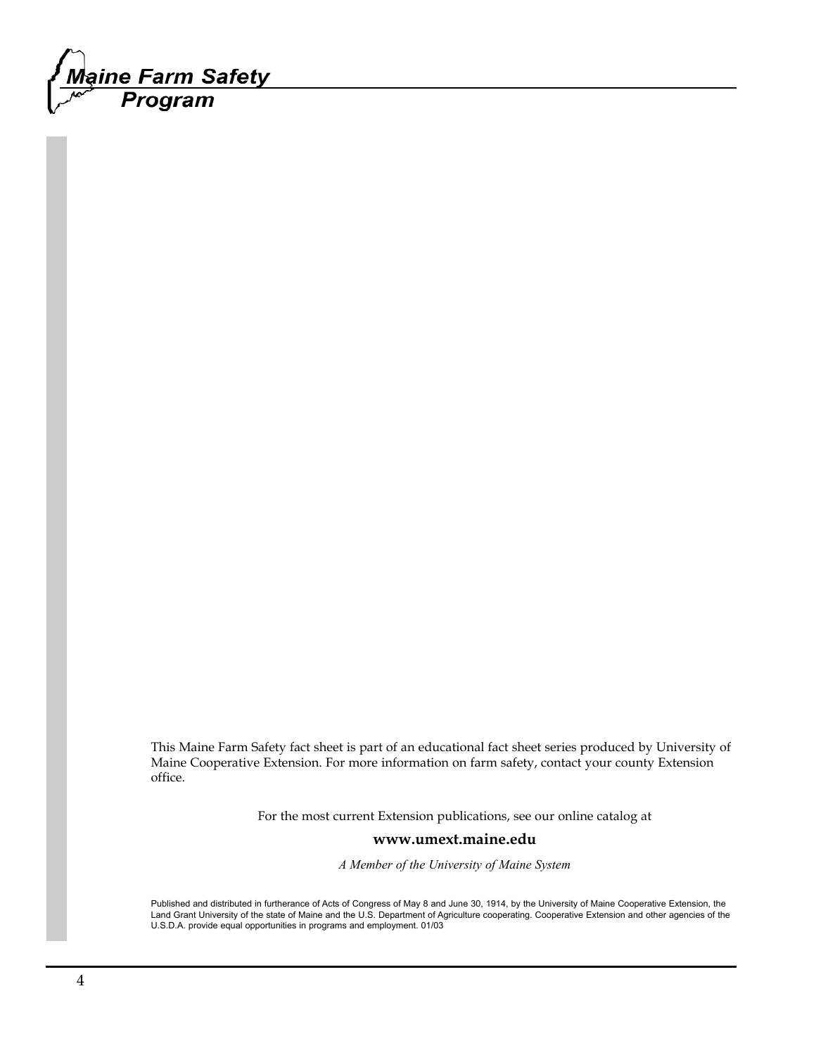This Maine Farm Safety fact sheet is part of an educational fact sheet series produced by University of Maine Cooperative Extension. For more information on farm safety, contact your county Extension office.

For the most current Extension publications, see our online catalog at

**www.umext.maine.edu**

*A Member of the University of Maine System*

Published and distributed in furtherance of Acts of Congress of May 8 and June 30, 1914, by the University of Maine Cooperative Extension, the Land Grant University of the state of Maine and the U.S. Department of Agriculture cooperating. Cooperative Extension and other agencies of the U.S.D.A. provide equal opportunities in programs and employment. 01/03